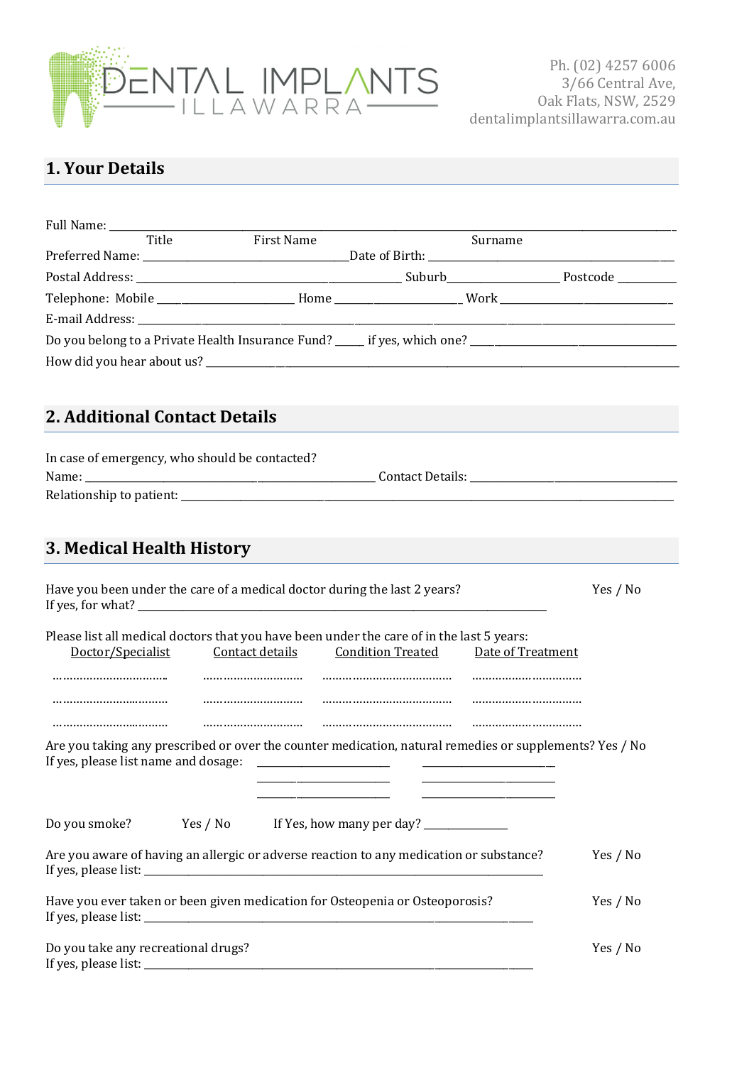# DENTAL IMPLANTS ILLAWARRA

Ph. (02) 4257 6006
3/66 Central Ave,
Oak Flats, NSW, 2529
dentalimplantsillawarra.com.au

## 1. Your Details

Full Name: ________________________________________________________________
Title &nbsp;&nbsp;&nbsp;&nbsp; First Name &nbsp;&nbsp;&nbsp;&nbsp; Surname

Preferred Name: ______________________ Date of Birth: ______________________

Postal Address: ______________________ Suburb__________ Postcode _______

Telephone: Mobile ____________ Home ____________ Work ____________

E-mail Address: ________________________________________________________

Do you belong to a Private Health Insurance Fund? _____ if yes, which one? ______________

How did you hear about us? ____________________________________________

## 2. Additional Contact Details

In case of emergency, who should be contacted?

Name: ______________________ Contact Details: ______________________

Relationship to patient: ________________________________________________

## 3. Medical Health History

Have you been under the care of a medical doctor during the last 2 years? Yes / No
If yes, for what? ________________________________________________

Please list all medical doctors that you have been under the care of in the last 5 years:

| Doctor/Specialist | Contact details | Condition Treated | Date of Treatment |
| --- | --- | --- | --- |
| ……………………… | ……………………… | ……………………… | ……………………… |
| ……………………… | ……………………… | ……………………… | ……………………… |
| ……………………… | ……………………… | ……………………… | ……………………… |

Are you taking any prescribed or over the counter medication, natural remedies or supplements? Yes / No
If yes, please list name and dosage: ______________ ______________
______________ ______________
______________ ______________

Do you smoke? Yes / No If Yes, how many per day? __________

Are you aware of having an allergic or adverse reaction to any medication or substance? Yes / No
If yes, please list: ________________________________________________

Have you ever taken or been given medication for Osteopenia or Osteoporosis? Yes / No
If yes, please list: ________________________________________________

Do you take any recreational drugs? Yes / No
If yes, please list: ________________________________________________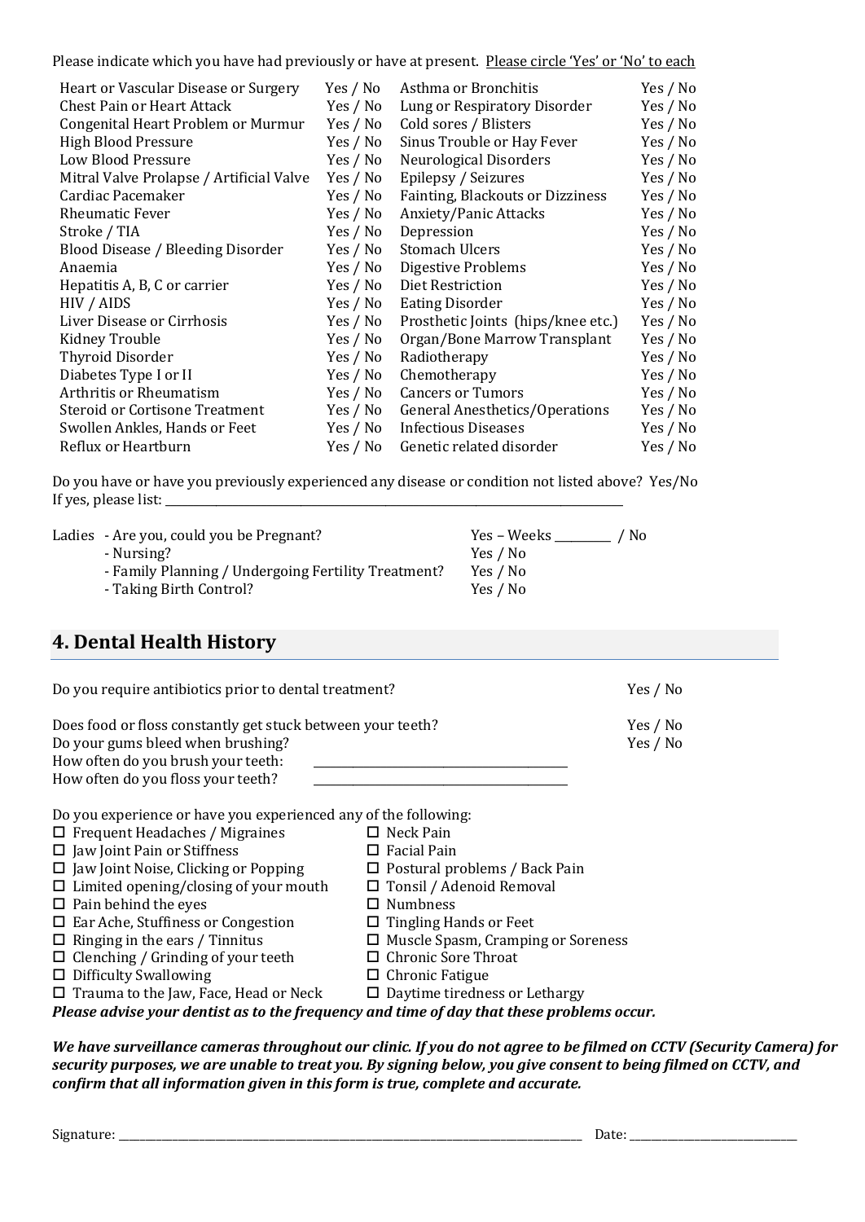Please indicate which you have had previously or have at present. <u>Please circle 'Yes' or 'No' to each</u>

| | | | |
|---|---|---|---|
| Heart or Vascular Disease or Surgery | Yes / No | Asthma or Bronchitis | Yes / No |
| Chest Pain or Heart Attack | Yes / No | Lung or Respiratory Disorder | Yes / No |
| Congenital Heart Problem or Murmur | Yes / No | Cold sores / Blisters | Yes / No |
| High Blood Pressure | Yes / No | Sinus Trouble or Hay Fever | Yes / No |
| Low Blood Pressure | Yes / No | Neurological Disorders | Yes / No |
| Mitral Valve Prolapse / Artificial Valve | Yes / No | Epilepsy / Seizures | Yes / No |
| Cardiac Pacemaker | Yes / No | Fainting, Blackouts or Dizziness | Yes / No |
| Rheumatic Fever | Yes / No | Anxiety/Panic Attacks | Yes / No |
| Stroke / TIA | Yes / No | Depression | Yes / No |
| Blood Disease / Bleeding Disorder | Yes / No | Stomach Ulcers | Yes / No |
| Anaemia | Yes / No | Digestive Problems | Yes / No |
| Hepatitis A, B, C or carrier | Yes / No | Diet Restriction | Yes / No |
| HIV / AIDS | Yes / No | Eating Disorder | Yes / No |
| Liver Disease or Cirrhosis | Yes / No | Prosthetic Joints (hips/knee etc.) | Yes / No |
| Kidney Trouble | Yes / No | Organ/Bone Marrow Transplant | Yes / No |
| Thyroid Disorder | Yes / No | Radiotherapy | Yes / No |
| Diabetes Type I or II | Yes / No | Chemotherapy | Yes / No |
| Arthritis or Rheumatism | Yes / No | Cancers or Tumors | Yes / No |
| Steroid or Cortisone Treatment | Yes / No | General Anesthetics/Operations | Yes / No |
| Swollen Ankles, Hands or Feet | Yes / No | Infectious Diseases | Yes / No |
| Reflux or Heartburn | Yes / No | Genetic related disorder | Yes / No |

Do you have or have you previously experienced any disease or condition not listed above? Yes/No
If yes, please list: ________________________________________

| | | |
|---|---|---|
| Ladies | - Are you, could you be Pregnant? | Yes – Weeks ________ / No |
| | - Nursing? | Yes / No |
| | - Family Planning / Undergoing Fertility Treatment? | Yes / No |
| | - Taking Birth Control? | Yes / No |

## 4. Dental Health History

Do you require antibiotics prior to dental treatment? Yes / No

Does food or floss constantly get stuck between your teeth? Yes / No
Do your gums bleed when brushing? Yes / No
How often do you brush your teeth: ________________________
How often do you floss your teeth? ________________________

Do you experience or have you experienced any of the following:

- ☐ Frequent Headaches / Migraines
- ☐ Jaw Joint Pain or Stiffness
- ☐ Jaw Joint Noise, Clicking or Popping
- ☐ Limited opening/closing of your mouth
- ☐ Pain behind the eyes
- ☐ Ear Ache, Stuffiness or Congestion
- ☐ Ringing in the ears / Tinnitus
- ☐ Clenching / Grinding of your teeth
- ☐ Difficulty Swallowing
- ☐ Trauma to the Jaw, Face, Head or Neck
- ☐ Neck Pain
- ☐ Facial Pain
- ☐ Postural problems / Back Pain
- ☐ Tonsil / Adenoid Removal
- ☐ Numbness
- ☐ Tingling Hands or Feet
- ☐ Muscle Spasm, Cramping or Soreness
- ☐ Chronic Sore Throat
- ☐ Chronic Fatigue
- ☐ Daytime tiredness or Lethargy

***Please advise your dentist as to the frequency and time of day that these problems occur.***

***We have surveillance cameras throughout our clinic. If you do not agree to be filmed on CCTV (Security Camera) for security purposes, we are unable to treat you. By signing below, you give consent to being filmed on CCTV, and confirm that all information given in this form is true, complete and accurate.***

Signature: ________________________________________ Date: ____________________